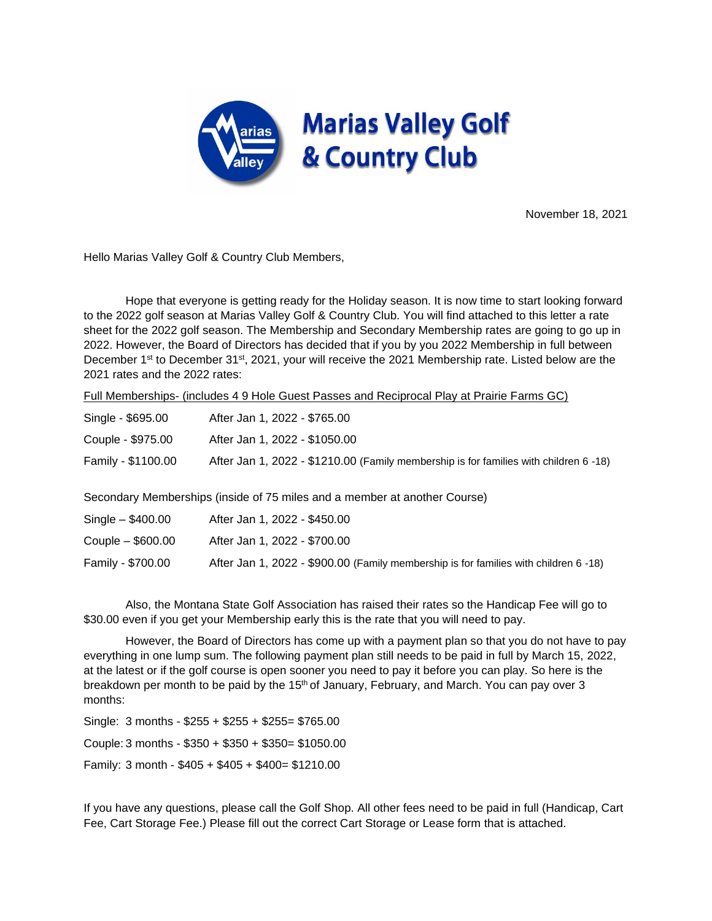# Marias Valley Golf & Country Club

November 18, 2021

Hello Marias Valley Golf & Country Club Members,

Hope that everyone is getting ready for the Holiday season. It is now time to start looking forward to the 2022 golf season at Marias Valley Golf & Country Club. You will find attached to this letter a rate sheet for the 2022 golf season. The Membership and Secondary Membership rates are going to go up in 2022. However, the Board of Directors has decided that if you by you 2022 Membership in full between December 1st to December 31st, 2021, your will receive the 2021 Membership rate. Listed below are the 2021 rates and the 2022 rates:

Full Memberships- (includes 4 9 Hole Guest Passes and Reciprocal Play at Prairie Farms GC)

| | |
|---|---|
| Single - $695.00 | After Jan 1, 2022 - $765.00 |
| Couple - $975.00 | After Jan 1, 2022 - $1050.00 |
| Family - $1100.00 | After Jan 1, 2022 - $1210.00 (Family membership is for families with children 6 -18) |

Secondary Memberships (inside of 75 miles and a member at another Course)

| | |
|---|---|
| Single – $400.00 | After Jan 1, 2022 - $450.00 |
| Couple – $600.00 | After Jan 1, 2022 - $700.00 |
| Family - $700.00 | After Jan 1, 2022 - $900.00 (Family membership is for families with children 6 -18) |

Also, the Montana State Golf Association has raised their rates so the Handicap Fee will go to $30.00 even if you get your Membership early this is the rate that you will need to pay.

However, the Board of Directors has come up with a payment plan so that you do not have to pay everything in one lump sum. The following payment plan still needs to be paid in full by March 15, 2022, at the latest or if the golf course is open sooner you need to pay it before you can play. So here is the breakdown per month to be paid by the 15th of January, February, and March. You can pay over 3 months:

Single: 3 months - $255 + $255 + $255= $765.00

Couple: 3 months - $350 + $350 + $350= $1050.00

Family: 3 month - $405 + $405 + $400= $1210.00

If you have any questions, please call the Golf Shop. All other fees need to be paid in full (Handicap, Cart Fee, Cart Storage Fee.) Please fill out the correct Cart Storage or Lease form that is attached.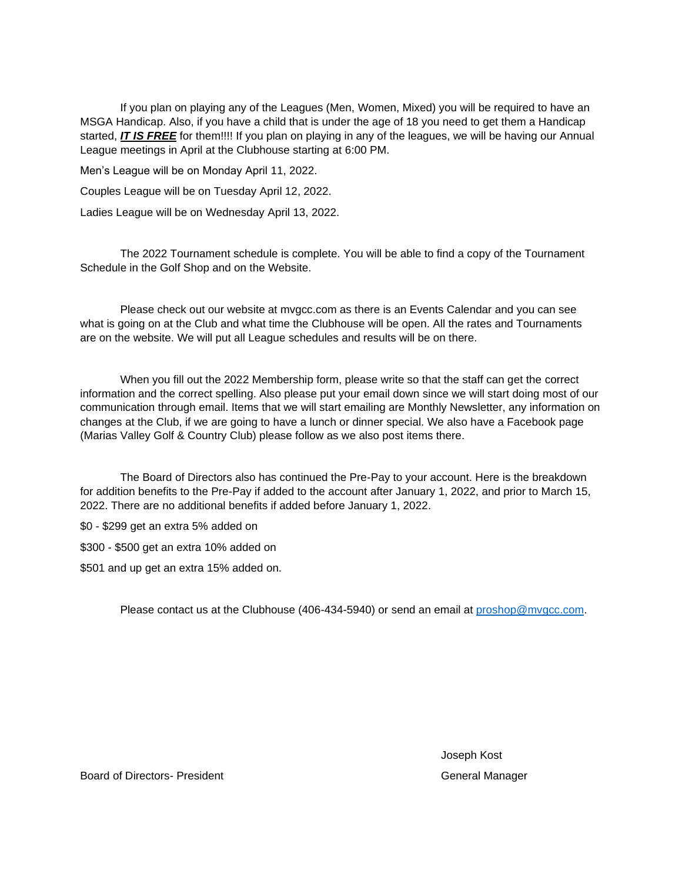If you plan on playing any of the Leagues (Men, Women, Mixed) you will be required to have an MSGA Handicap. Also, if you have a child that is under the age of 18 you need to get them a Handicap started, ***IT IS FREE*** for them!!!! If you plan on playing in any of the leagues, we will be having our Annual League meetings in April at the Clubhouse starting at 6:00 PM.

Men's League will be on Monday April 11, 2022.

Couples League will be on Tuesday April 12, 2022.

Ladies League will be on Wednesday April 13, 2022.

The 2022 Tournament schedule is complete. You will be able to find a copy of the Tournament Schedule in the Golf Shop and on the Website.

Please check out our website at mvgcc.com as there is an Events Calendar and you can see what is going on at the Club and what time the Clubhouse will be open. All the rates and Tournaments are on the website. We will put all League schedules and results will be on there.

When you fill out the 2022 Membership form, please write so that the staff can get the correct information and the correct spelling. Also please put your email down since we will start doing most of our communication through email. Items that we will start emailing are Monthly Newsletter, any information on changes at the Club, if we are going to have a lunch or dinner special. We also have a Facebook page (Marias Valley Golf & Country Club) please follow as we also post items there.

The Board of Directors also has continued the Pre-Pay to your account. Here is the breakdown for addition benefits to the Pre-Pay if added to the account after January 1, 2022, and prior to March 15, 2022. There are no additional benefits if added before January 1, 2022.

$0 - $299 get an extra 5% added on

$300 - $500 get an extra 10% added on

$501 and up get an extra 15% added on.

Please contact us at the Clubhouse (406-434-5940) or send an email at proshop@mvgcc.com.

Joseph Kost

Board of Directors- President

General Manager